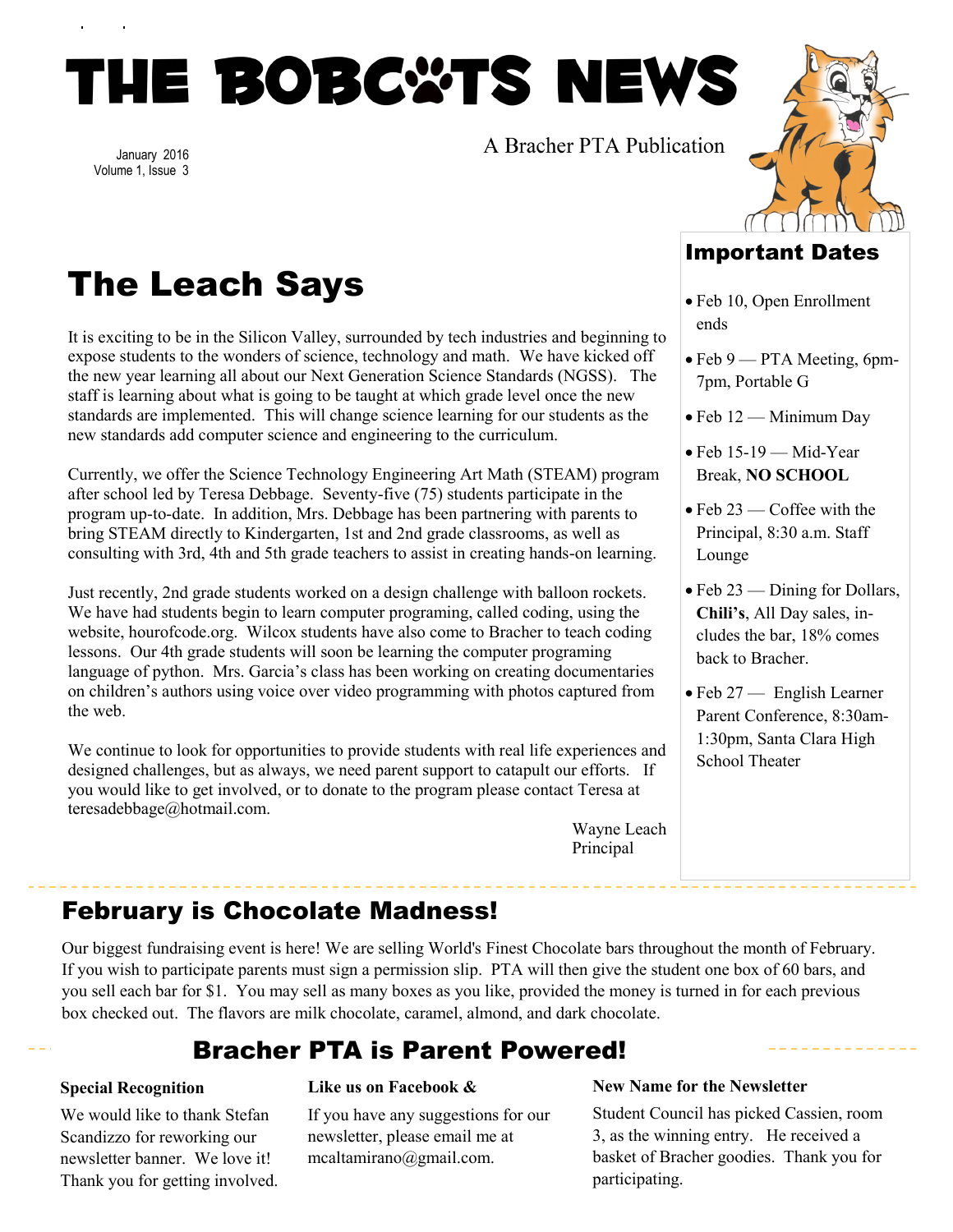# THE BOBCATS NEWS

January 2016
Volume 1, Issue 3

A Bracher PTA Publication

## The Leach Says

It is exciting to be in the Silicon Valley, surrounded by tech industries and beginning to expose students to the wonders of science, technology and math. We have kicked off the new year learning all about our Next Generation Science Standards (NGSS). The staff is learning about what is going to be taught at which grade level once the new standards are implemented. This will change science learning for our students as the new standards add computer science and engineering to the curriculum.

Currently, we offer the Science Technology Engineering Art Math (STEAM) program after school led by Teresa Debbage. Seventy-five (75) students participate in the program up-to-date. In addition, Mrs. Debbage has been partnering with parents to bring STEAM directly to Kindergarten, 1st and 2nd grade classrooms, as well as consulting with 3rd, 4th and 5th grade teachers to assist in creating hands-on learning.

Just recently, 2nd grade students worked on a design challenge with balloon rockets. We have had students begin to learn computer programing, called coding, using the website, hourofcode.org. Wilcox students have also come to Bracher to teach coding lessons. Our 4th grade students will soon be learning the computer programing language of python. Mrs. Garcia's class has been working on creating documentaries on children's authors using voice over video programming with photos captured from the web.

We continue to look for opportunities to provide students with real life experiences and designed challenges, but as always, we need parent support to catapult our efforts. If you would like to get involved, or to donate to the program please contact Teresa at teresadebbage@hotmail.com.

Wayne Leach
Principal

## Important Dates

- Feb 10, Open Enrollment ends
- Feb 9 — PTA Meeting, 6pm-7pm, Portable G
- Feb 12 — Minimum Day
- Feb 15-19 — Mid-Year Break, **NO SCHOOL**
- Feb 23 — Coffee with the Principal, 8:30 a.m. Staff Lounge
- Feb 23 — Dining for Dollars, **Chili's**, All Day sales, includes the bar, 18% comes back to Bracher.
- Feb 27 — English Learner Parent Conference, 8:30am-1:30pm, Santa Clara High School Theater

## February is Chocolate Madness!

Our biggest fundraising event is here! We are selling World's Finest Chocolate bars throughout the month of February. If you wish to participate parents must sign a permission slip. PTA will then give the student one box of 60 bars, and you sell each bar for $1. You may sell as many boxes as you like, provided the money is turned in for each previous box checked out. The flavors are milk chocolate, caramel, almond, and dark chocolate.

## Bracher PTA is Parent Powered!

### Special Recognition

We would like to thank Stefan Scandizzo for reworking our newsletter banner. We love it! Thank you for getting involved.

### Like us on Facebook &

If you have any suggestions for our newsletter, please email me at mcaltamirano@gmail.com.

### New Name for the Newsletter

Student Council has picked Cassien, room 3, as the winning entry. He received a basket of Bracher goodies. Thank you for participating.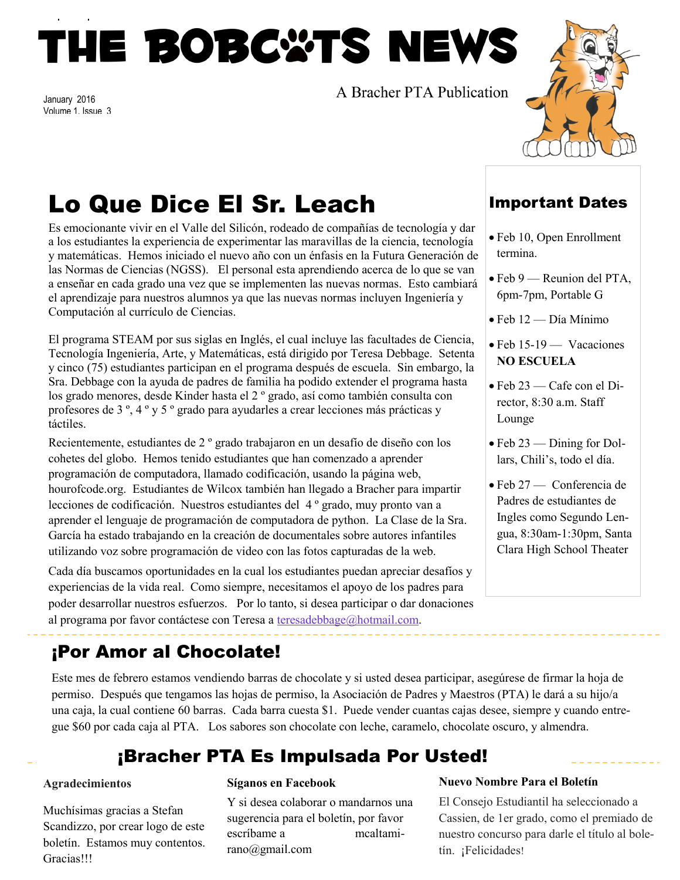# THE BOBCATS NEWS

January 2016

A Bracher PTA Publication

## Lo Que Dice El Sr. Leach

Es emocionante vivir en el Valle del Silicón, rodeado de compañías de tecnología y dar a los estudiantes la experiencia de experimentar las maravillas de la ciencia, tecnología y matemáticas. Hemos iniciado el nuevo año con un énfasis en la Futura Generación de las Normas de Ciencias (NGSS). El personal esta aprendiendo acerca de lo que se van a enseñar en cada grado una vez que se implementen las nuevas normas. Esto cambiará el aprendizaje para nuestros alumnos ya que las nuevas normas incluyen Ingeniería y Computación al currículo de Ciencias.

El programa STEAM por sus siglas en Inglés, el cual incluye las facultades de Ciencia, Tecnología Ingeniería, Arte, y Matemáticas, está dirigido por Teresa Debbage. Setenta y cinco (75) estudiantes participan en el programa después de escuela. Sin embargo, la Sra. Debbage con la ayuda de padres de familia ha podido extender el programa hasta los grado menores, desde Kinder hasta el 2 º grado, así como también consulta con profesores de 3 º, 4 º y 5 º grado para ayudarles a crear lecciones más prácticas y táctiles.

Recientemente, estudiantes de 2 º grado trabajaron en un desafío de diseño con los cohetes del globo. Hemos tenido estudiantes que han comenzado a aprender programación de computadora, llamado codificación, usando la página web, hourofcode.org. Estudiantes de Wilcox también han llegado a Bracher para impartir lecciones de codificación. Nuestros estudiantes del 4 º grado, muy pronto van a aprender el lenguaje de programación de computadora de python. La Clase de la Sra. García ha estado trabajando en la creación de documentales sobre autores infantiles utilizando voz sobre programación de video con las fotos capturadas de la web.

Cada día buscamos oportunidades en la cual los estudiantes puedan apreciar desafíos y experiencias de la vida real. Como siempre, necesitamos el apoyo de los padres para poder desarrollar nuestros esfuerzos. Por lo tanto, si desea participar o dar donaciones al programa por favor contáctese con Teresa a teresadebbage@hotmail.com.

## Important Dates

- Feb 10, Open Enrollment termina.
- Feb 9 — Reunion del PTA, 6pm-7pm, Portable G
- Feb 12 — Día Mínimo
- Feb 15-19 — Vacaciones **NO ESCUELA**
- Feb 23 — Cafe con el Director, 8:30 a.m. Staff Lounge
- Feb 23 — Dining for Dollars, Chili's, todo el día.
- Feb 27 — Conferencia de Padres de estudiantes de Ingles como Segundo Lengua, 8:30am-1:30pm, Santa Clara High School Theater

## ¡Por Amor al Chocolate!

Este mes de febrero estamos vendiendo barras de chocolate y si usted desea participar, asegúrese de firmar la hoja de permiso. Después que tengamos las hojas de permiso, la Asociación de Padres y Maestros (PTA) le dará a su hijo/a una caja, la cual contiene 60 barras. Cada barra cuesta $1. Puede vender cuantas cajas desee, siempre y cuando entregue $60 por cada caja al PTA. Los sabores son chocolate con leche, caramelo, chocolate oscuro, y almendra.

## ¡Bracher PTA Es Impulsada Por Usted!

### Agradecimientos

Muchísimas gracias a Stefan Scandizzo, por crear logo de este boletín. Estamos muy contentos. Gracias!!!

### Síganos en Facebook

Y si desea colaborar o mandarnos una sugerencia para el boletín, por favor escríbame a mcaltamirano@gmail.com

### Nuevo Nombre Para el Boletín

El Consejo Estudiantil ha seleccionado a Cassien, de 1er grado, como el premiado de nuestro concurso para darle el título al boletín. ¡Felicidades!